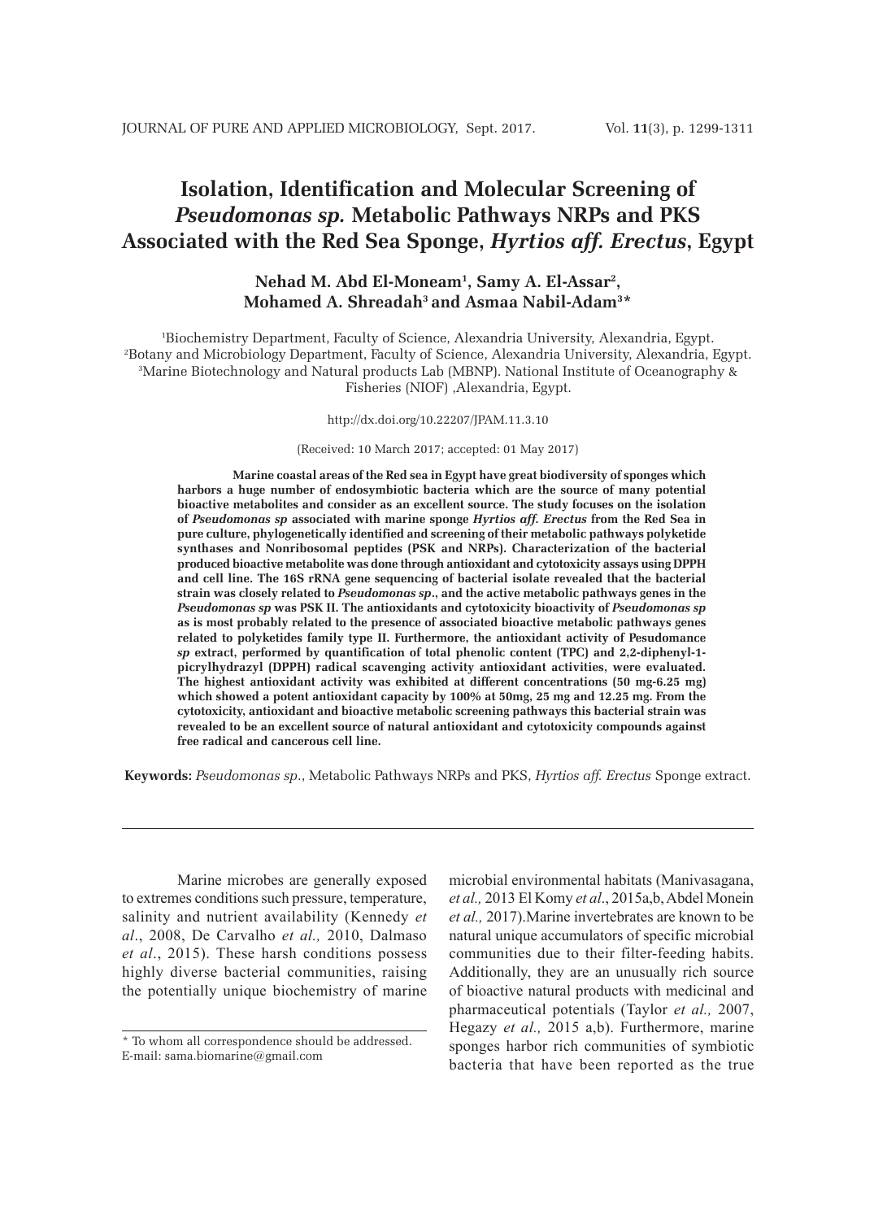# Isolation, Identification and Molecular Screening of *Pseudomonas sp.* Metabolic Pathways NRPs and PKS Associated with the Red Sea Sponge, *Hyrtios aff. Erectus*, Egypt

**Nehad M. Abd El-Moneam[1], Samy A. El-Assar[2], Mohamed A. Shreadah[3] and Asmaa Nabil-Adam[3]***

[1]Biochemistry Department, Faculty of Science, Alexandria University, Alexandria, Egypt.
[2]Botany and Microbiology Department, Faculty of Science, Alexandria University, Alexandria, Egypt.
[3]Marine Biotechnology and Natural products Lab (MBNP). National Institute of Oceanography & Fisheries (NIOF) ,Alexandria, Egypt.

http://dx.doi.org/10.22207/JPAM.11.3.10

(Received: 10 March 2017; accepted: 01 May 2017)

**Marine coastal areas of the Red sea in Egypt have great biodiversity of sponges which harbors a huge number of endosymbiotic bacteria which are the source of many potential bioactive metabolites and consider as an excellent source. The study focuses on the isolation of *Pseudomonas sp* associated with marine sponge *Hyrtios aff. Erectus* from the Red Sea in pure culture, phylogenetically identified and screening of their metabolic pathways polyketide synthases and Nonribosomal peptides (PSK and NRPs). Characterization of the bacterial produced bioactive metabolite was done through antioxidant and cytotoxicity assays using DPPH and cell line. The 16S rRNA gene sequencing of bacterial isolate revealed that the bacterial strain was closely related to *Pseudomonas sp*., and the active metabolic pathways genes in the *Pseudomonas sp* was PSK II. The antioxidants and cytotoxicity bioactivity of *Pseudomonas sp* as is most probably related to the presence of associated bioactive metabolic pathways genes related to polyketides family type II. Furthermore, the antioxidant activity of Pesudomance *sp* extract, performed by quantification of total phenolic content (TPC) and 2,2-diphenyl-1-picrylhydrazyl (DPPH) radical scavenging activity antioxidant activities, were evaluated. The highest antioxidant activity was exhibited at different concentrations (50 mg-6.25 mg) which showed a potent antioxidant capacity by 100% at 50mg, 25 mg and 12.25 mg. From the cytotoxicity, antioxidant and bioactive metabolic screening pathways this bacterial strain was revealed to be an excellent source of natural antioxidant and cytotoxicity compounds against free radical and cancerous cell line.**

**Keywords:** *Pseudomonas sp*., Metabolic Pathways NRPs and PKS, *Hyrtios aff. Erectus* Sponge extract.

---

Marine microbes are generally exposed to extremes conditions such pressure, temperature, salinity and nutrient availability (Kennedy *et al*., 2008, De Carvalho *et al.,* 2010, Dalmaso *et al*., 2015). These harsh conditions possess highly diverse bacterial communities, raising the potentially unique biochemistry of marine microbial environmental habitats (Manivasagana, *et al.,* 2013 El Komy *et al*., 2015a,b, Abdel Monein *et al.,* 2017).Marine invertebrates are known to be natural unique accumulators of specific microbial communities due to their filter-feeding habits. Additionally, they are an unusually rich source of bioactive natural products with medicinal and pharmaceutical potentials (Taylor *et al.,* 2007, Hegazy *et al.,* 2015 a,b). Furthermore, marine sponges harbor rich communities of symbiotic bacteria that have been reported as the true

\* To whom all correspondence should be addressed.
E-mail: sama.biomarine@gmail.com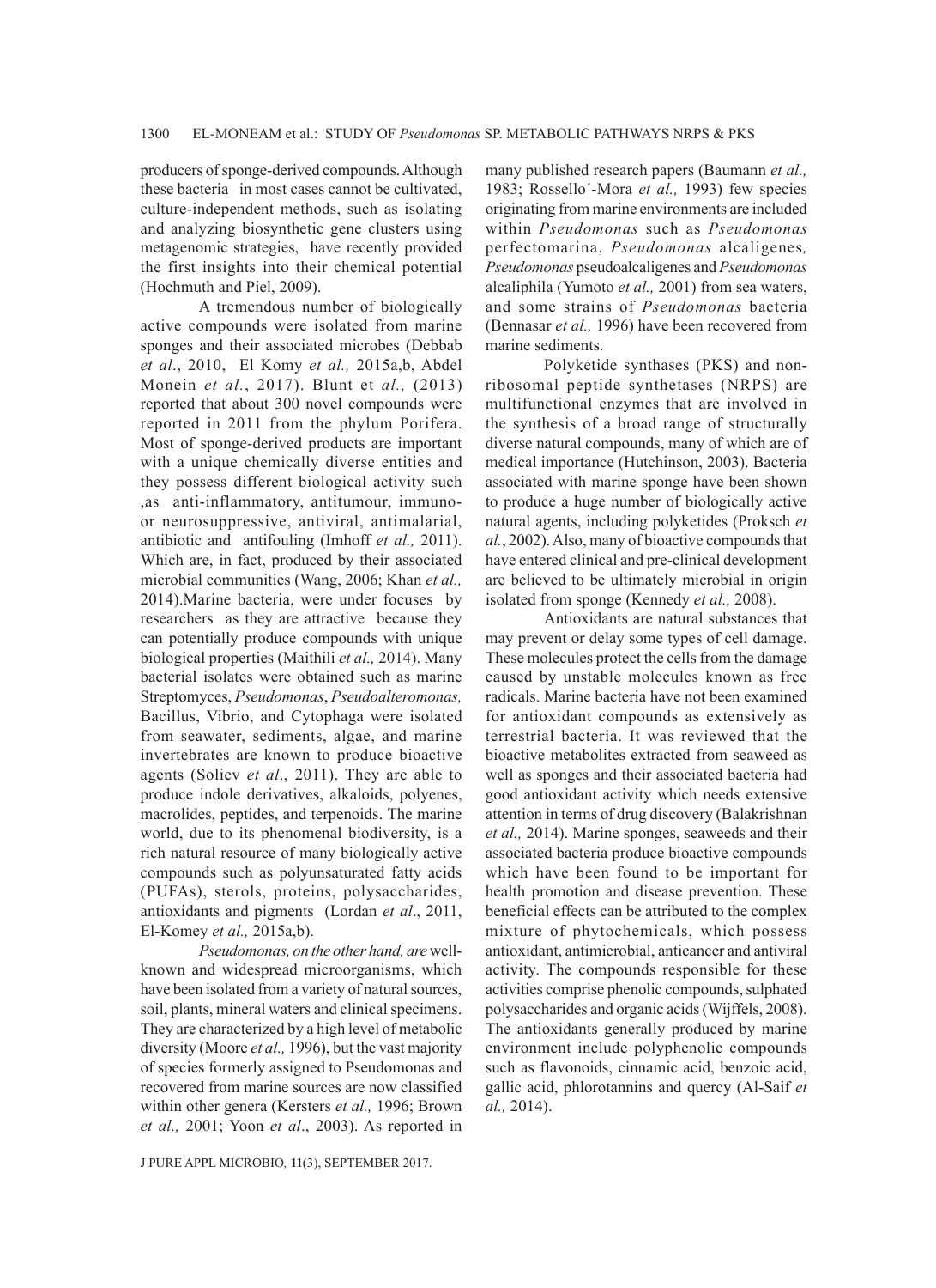producers of sponge-derived compounds. Although these bacteria in most cases cannot be cultivated, culture-independent methods, such as isolating and analyzing biosynthetic gene clusters using metagenomic strategies, have recently provided the first insights into their chemical potential (Hochmuth and Piel, 2009).

A tremendous number of biologically active compounds were isolated from marine sponges and their associated microbes (Debbab *et al*., 2010, El Komy *et al.,* 2015a,b, Abdel Monein *et al.*, 2017). Blunt et *al.,* (2013) reported that about 300 novel compounds were reported in 2011 from the phylum Porifera. Most of sponge-derived products are important with a unique chemically diverse entities and they possess different biological activity such ,as anti-inflammatory, antitumour, immuno- or neurosuppressive, antiviral, antimalarial, antibiotic and antifouling (Imhoff *et al.,* 2011). Which are, in fact, produced by their associated microbial communities (Wang, 2006; Khan *et al.,* 2014).Marine bacteria, were under focuses by researchers as they are attractive because they can potentially produce compounds with unique biological properties (Maithili *et al.,* 2014). Many bacterial isolates were obtained such as marine Streptomyces, *Pseudomonas*, *Pseudoalteromonas,* Bacillus, Vibrio, and Cytophaga were isolated from seawater, sediments, algae, and marine invertebrates are known to produce bioactive agents (Soliev *et al*., 2011). They are able to produce indole derivatives, alkaloids, polyenes, macrolides, peptides, and terpenoids. The marine world, due to its phenomenal biodiversity, is a rich natural resource of many biologically active compounds such as polyunsaturated fatty acids (PUFAs), sterols, proteins, polysaccharides, antioxidants and pigments (Lordan *et al*., 2011, El-Komey *et al.,* 2015a,b).

*Pseudomonas, on the other hand, are* well-known and widespread microorganisms, which have been isolated from a variety of natural sources, soil, plants, mineral waters and clinical specimens. They are characterized by a high level of metabolic diversity (Moore *et al.,* 1996), but the vast majority of species formerly assigned to Pseudomonas and recovered from marine sources are now classified within other genera (Kersters *et al.,* 1996; Brown *et al.,* 2001; Yoon *et al*., 2003). As reported in many published research papers (Baumann *et al.,* 1983; Rossello´-Mora *et al.,* 1993) few species originating from marine environments are included within *Pseudomonas* such as *Pseudomonas* perfectomarina, *Pseudomonas* alcaligenes*, Pseudomonas* pseudoalcaligenes and *Pseudomonas* alcaliphila (Yumoto *et al.,* 2001) from sea waters, and some strains of *Pseudomonas* bacteria (Bennasar *et al.,* 1996) have been recovered from marine sediments.

Polyketide synthases (PKS) and non-ribosomal peptide synthetases (NRPS) are multifunctional enzymes that are involved in the synthesis of a broad range of structurally diverse natural compounds, many of which are of medical importance (Hutchinson, 2003). Bacteria associated with marine sponge have been shown to produce a huge number of biologically active natural agents, including polyketides (Proksch *et al.*, 2002). Also, many of bioactive compounds that have entered clinical and pre-clinical development are believed to be ultimately microbial in origin isolated from sponge (Kennedy *et al.,* 2008).

Antioxidants are natural substances that may prevent or delay some types of cell damage. These molecules protect the cells from the damage caused by unstable molecules known as free radicals. Marine bacteria have not been examined for antioxidant compounds as extensively as terrestrial bacteria. It was reviewed that the bioactive metabolites extracted from seaweed as well as sponges and their associated bacteria had good antioxidant activity which needs extensive attention in terms of drug discovery (Balakrishnan *et al.,* 2014). Marine sponges, seaweeds and their associated bacteria produce bioactive compounds which have been found to be important for health promotion and disease prevention. These beneficial effects can be attributed to the complex mixture of phytochemicals, which possess antioxidant, antimicrobial, anticancer and antiviral activity. The compounds responsible for these activities comprise phenolic compounds, sulphated polysaccharides and organic acids (Wijffels, 2008). The antioxidants generally produced by marine environment include polyphenolic compounds such as flavonoids, cinnamic acid, benzoic acid, gallic acid, phlorotannins and quercy (Al-Saif *et al.,* 2014).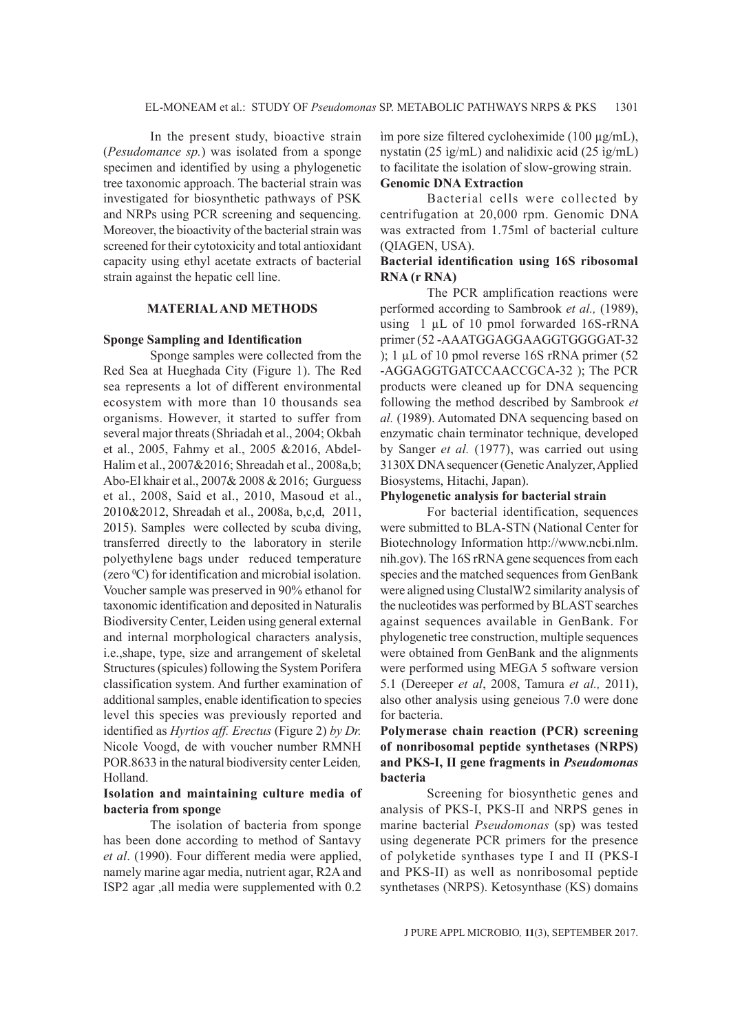In the present study, bioactive strain (*Pesudomance sp.*) was isolated from a sponge specimen and identified by using a phylogenetic tree taxonomic approach. The bacterial strain was investigated for biosynthetic pathways of PSK and NRPs using PCR screening and sequencing. Moreover, the bioactivity of the bacterial strain was screened for their cytotoxicity and total antioxidant capacity using ethyl acetate extracts of bacterial strain against the hepatic cell line.

## MATERIAL AND METHODS

### Sponge Sampling and Identification

Sponge samples were collected from the Red Sea at Hueghada City (Figure 1). The Red sea represents a lot of different environmental ecosystem with more than 10 thousands sea organisms. However, it started to suffer from several major threats (Shriadah et al., 2004; Okbah et al., 2005, Fahmy et al., 2005 &2016, Abdel-Halim et al., 2007&2016; Shreadah et al., 2008a,b; Abo-El khair et al., 2007& 2008 & 2016; Gurguess et al., 2008, Said et al., 2010, Masoud et al., 2010&2012, Shreadah et al., 2008a, b,c,d, 2011, 2015). Samples were collected by scuba diving, transferred directly to the laboratory in sterile polyethylene bags under reduced temperature (zero $^{0}$C) for identification and microbial isolation. Voucher sample was preserved in 90% ethanol for taxonomic identification and deposited in Naturalis Biodiversity Center, Leiden using general external and internal morphological characters analysis, i.e.,shape, type, size and arrangement of skeletal Structures (spicules) following the System Porifera classification system. And further examination of additional samples, enable identification to species level this species was previously reported and identified as *Hyrtios aff. Erectus* (Figure 2) *by Dr.* Nicole Voogd, de with voucher number RMNH POR.8633 in the natural biodiversity center Leiden*,* Holland.

### Isolation and maintaining culture media of bacteria from sponge

The isolation of bacteria from sponge has been done according to method of Santavy *et al*. (1990). Four different media were applied, namely marine agar media, nutrient agar, R2A and ISP2 agar ,all media were supplemented with 0.2 ìm pore size filtered cycloheximide (100 µg/mL), nystatin (25 ìg/mL) and nalidixic acid (25 ìg/mL) to facilitate the isolation of slow-growing strain.

### Genomic DNA Extraction

Bacterial cells were collected by centrifugation at 20,000 rpm. Genomic DNA was extracted from 1.75ml of bacterial culture (QIAGEN, USA).

### Bacterial identification using 16S ribosomal RNA (r RNA)

The PCR amplification reactions were performed according to Sambrook *et al.,* (1989), using 1 µL of 10 pmol forwarded 16S-rRNA primer (52 -AAATGGAGGAAGGTGGGGAT-32 ); 1 µL of 10 pmol reverse 16S rRNA primer (52 -AGGAGGTGATCCAACCGCA-32 ); The PCR products were cleaned up for DNA sequencing following the method described by Sambrook *et al.* (1989). Automated DNA sequencing based on enzymatic chain terminator technique, developed by Sanger *et al.* (1977), was carried out using 3130X DNA sequencer (Genetic Analyzer, Applied Biosystems, Hitachi, Japan).

### Phylogenetic analysis for bacterial strain

For bacterial identification, sequences were submitted to BLA-STN (National Center for Biotechnology Information http://www.ncbi.nlm.nih.gov). The 16S rRNA gene sequences from each species and the matched sequences from GenBank were aligned using ClustalW2 similarity analysis of the nucleotides was performed by BLAST searches against sequences available in GenBank. For phylogenetic tree construction, multiple sequences were obtained from GenBank and the alignments were performed using MEGA 5 software version 5.1 (Dereeper *et al*, 2008, Tamura *et al.,* 2011), also other analysis using geneious 7.0 were done for bacteria.

### Polymerase chain reaction (PCR) screening of nonribosomal peptide synthetases (NRPS) and PKS-I, II gene fragments in *Pseudomonas* bacteria

Screening for biosynthetic genes and analysis of PKS-I, PKS-II and NRPS genes in marine bacterial *Pseudomonas* (sp) was tested using degenerate PCR primers for the presence of polyketide synthases type I and II (PKS-I and PKS-II) as well as nonribosomal peptide synthetases (NRPS). Ketosynthase (KS) domains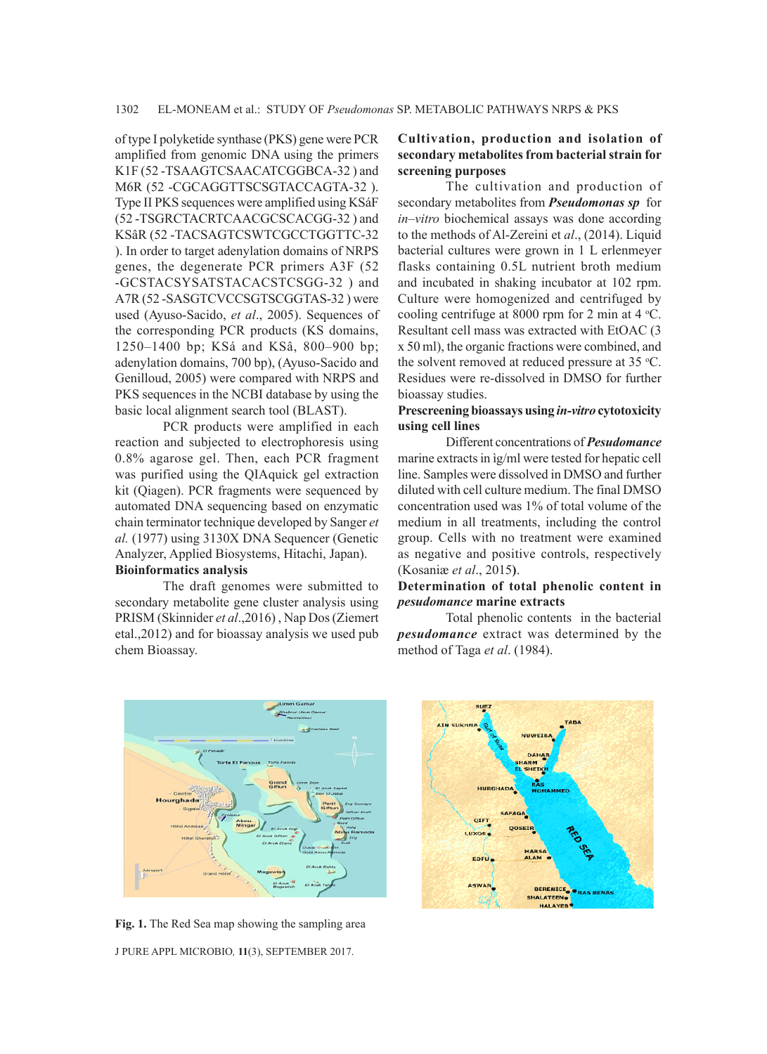of type I polyketide synthase (PKS) gene were PCR amplified from genomic DNA using the primers K1F (52 -TSAAGTCSAACATCGGBCA-32 ) and M6R (52 -CGCAGGTTSCSGTACCAGTA-32 ). Type II PKS sequences were amplified using KSáF (52 -TSGRCTACRTCAACGCSCACGG-32 ) and KSâR (52 -TACSAGTCSWTCGCCTGGTTC-32 ). In order to target adenylation domains of NRPS genes, the degenerate PCR primers A3F (52 -GCSTACSYSATSTACACSTCSGG-32 ) and A7R (52 -SASGTCVCCSGTSCGGTAS-32 ) were used (Ayuso-Sacido, *et al*., 2005). Sequences of the corresponding PCR products (KS domains, 1250–1400 bp; KSá and KSâ, 800–900 bp; adenylation domains, 700 bp), (Ayuso-Sacido and Genilloud, 2005) were compared with NRPS and PKS sequences in the NCBI database by using the basic local alignment search tool (BLAST).

PCR products were amplified in each reaction and subjected to electrophoresis using 0.8% agarose gel. Then, each PCR fragment was purified using the QIAquick gel extraction kit (Qiagen). PCR fragments were sequenced by automated DNA sequencing based on enzymatic chain terminator technique developed by Sanger *et al.* (1977) using 3130X DNA Sequencer (Genetic Analyzer, Applied Biosystems, Hitachi, Japan).

**Bioinformatics analysis**

The draft genomes were submitted to secondary metabolite gene cluster analysis using PRISM (Skinnider *et al*.,2016) , Nap Dos (Ziemert etal.,2012) and for bioassay analysis we used pub chem Bioassay.

**Cultivation, production and isolation of secondary metabolites from bacterial strain for screening purposes**

The cultivation and production of secondary metabolites from ***Pseudomonas sp*** for *in–vitro* biochemical assays was done according to the methods of Al-Zereini et *al*., (2014). Liquid bacterial cultures were grown in 1 L erlenmeyer flasks containing 0.5L nutrient broth medium and incubated in shaking incubator at 102 rpm. Culture were homogenized and centrifuged by cooling centrifuge at 8000 rpm for 2 min at 4 °C. Resultant cell mass was extracted with EtOAC (3 x 50 ml), the organic fractions were combined, and the solvent removed at reduced pressure at 35 °C. Residues were re-dissolved in DMSO for further bioassay studies.

**Prescreening bioassays using *in-vitro* cytotoxicity using cell lines**

Different concentrations of ***Pesudomance*** marine extracts in ìg/ml were tested for hepatic cell line. Samples were dissolved in DMSO and further diluted with cell culture medium. The final DMSO concentration used was 1% of total volume of the medium in all treatments, including the control group. Cells with no treatment were examined as negative and positive controls, respectively (Kosaniæ *et al*., 2015**)**.

**Determination of total phenolic content in *pesudomance* marine extracts**

Total phenolic contents in the bacterial ***pesudomance*** extract was determined by the method of Taga *et al*. (1984).

**Fig. 1.** The Red Sea map showing the sampling area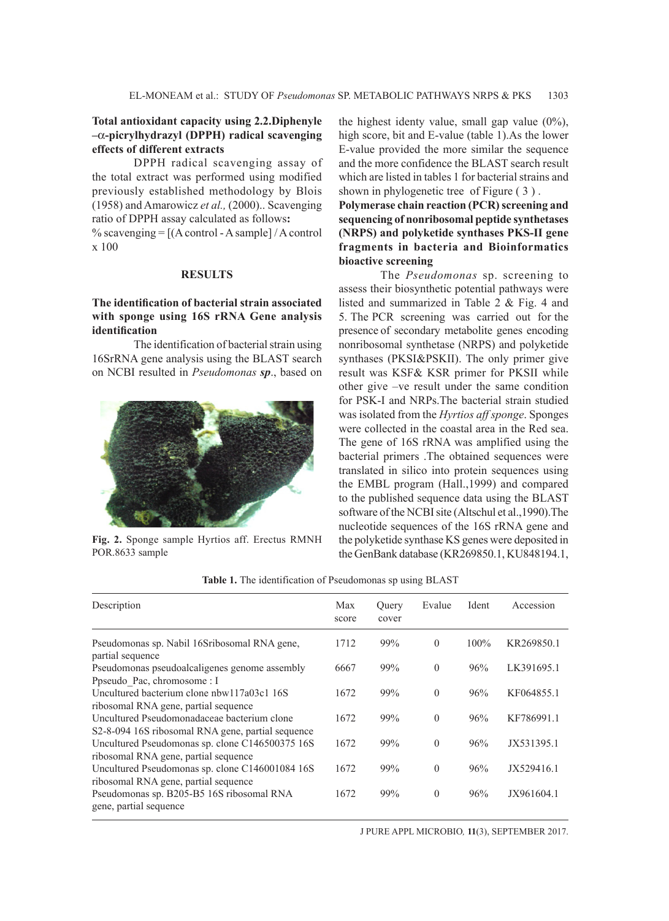**Total antioxidant capacity using 2.2.Diphenyle –α-picrylhydrazyl (DPPH) radical scavenging effects of different extracts**

DPPH radical scavenging assay of the total extract was performed using modified previously established methodology by Blois (1958) and Amarowicz *et al.,* (2000).. Scavenging ratio of DPPH assay calculated as follows**:**
% scavenging = [(A control - A sample] / A control x 100

## RESULTS

**The identification of bacterial strain associated with sponge using 16S rRNA Gene analysis identification**

The identification of bacterial strain using 16SrRNA gene analysis using the BLAST search on NCBI resulted in *Pseudomonas* ***sp***., based on the highest identy value, small gap value (0%), high score, bit and E-value (table 1).As the lower E-value provided the more similar the sequence and the more confidence the BLAST search result which are listed in tables 1 for bacterial strains and shown in phylogenetic tree of Figure ( 3 ) .

**Fig. 2.** Sponge sample Hyrtios aff. Erectus RMNH POR.8633 sample

**Polymerase chain reaction (PCR) screening and sequencing of nonribosomal peptide synthetases (NRPS) and polyketide synthases PKS-II gene fragments in bacteria and Bioinformatics bioactive screening**

The *Pseudomonas* sp. screening to assess their biosynthetic potential pathways were listed and summarized in Table 2 & Fig. 4 and 5. The PCR screening was carried out for the presence of secondary metabolite genes encoding nonribosomal synthetase (NRPS) and polyketide synthases (PKSI&PSKII). The only primer give result was KSF& KSR primer for PKSII while other give –ve result under the same condition for PSK-I and NRPs.The bacterial strain studied was isolated from the *Hyrtios aff sponge*. Sponges were collected in the coastal area in the Red sea. The gene of 16S rRNA was amplified using the bacterial primers .The obtained sequences were translated in silico into protein sequences using the EMBL program (Hall.,1999) and compared to the published sequence data using the BLAST software of the NCBI site (Altschul et al.,1990).The nucleotide sequences of the 16S rRNA gene and the polyketide synthase KS genes were deposited in the GenBank database (KR269850.1, KU848194.1,

**Table 1.** The identification of Pseudomonas sp using BLAST

| Description | Max score | Query cover | Evalue | Ident | Accession |
|---|---|---|---|---|---|
| Pseudomonas sp. Nabil 16Sribosomal RNA gene, partial sequence | 1712 | 99% | 0 | 100% | KR269850.1 |
| Pseudomonas pseudoalcaligenes genome assembly Ppseudo_Pac, chromosome : I | 6667 | 99% | 0 | 96% | LK391695.1 |
| Uncultured bacterium clone nbw117a03c1 16S ribosomal RNA gene, partial sequence | 1672 | 99% | 0 | 96% | KF064855.1 |
| Uncultured Pseudomonadaceae bacterium clone S2-8-094 16S ribosomal RNA gene, partial sequence | 1672 | 99% | 0 | 96% | KF786991.1 |
| Uncultured Pseudomonas sp. clone C146500375 16S ribosomal RNA gene, partial sequence | 1672 | 99% | 0 | 96% | JX531395.1 |
| Uncultured Pseudomonas sp. clone C146001084 16S ribosomal RNA gene, partial sequence | 1672 | 99% | 0 | 96% | JX529416.1 |
| Pseudomonas sp. B205-B5 16S ribosomal RNA gene, partial sequence | 1672 | 99% | 0 | 96% | JX961604.1 |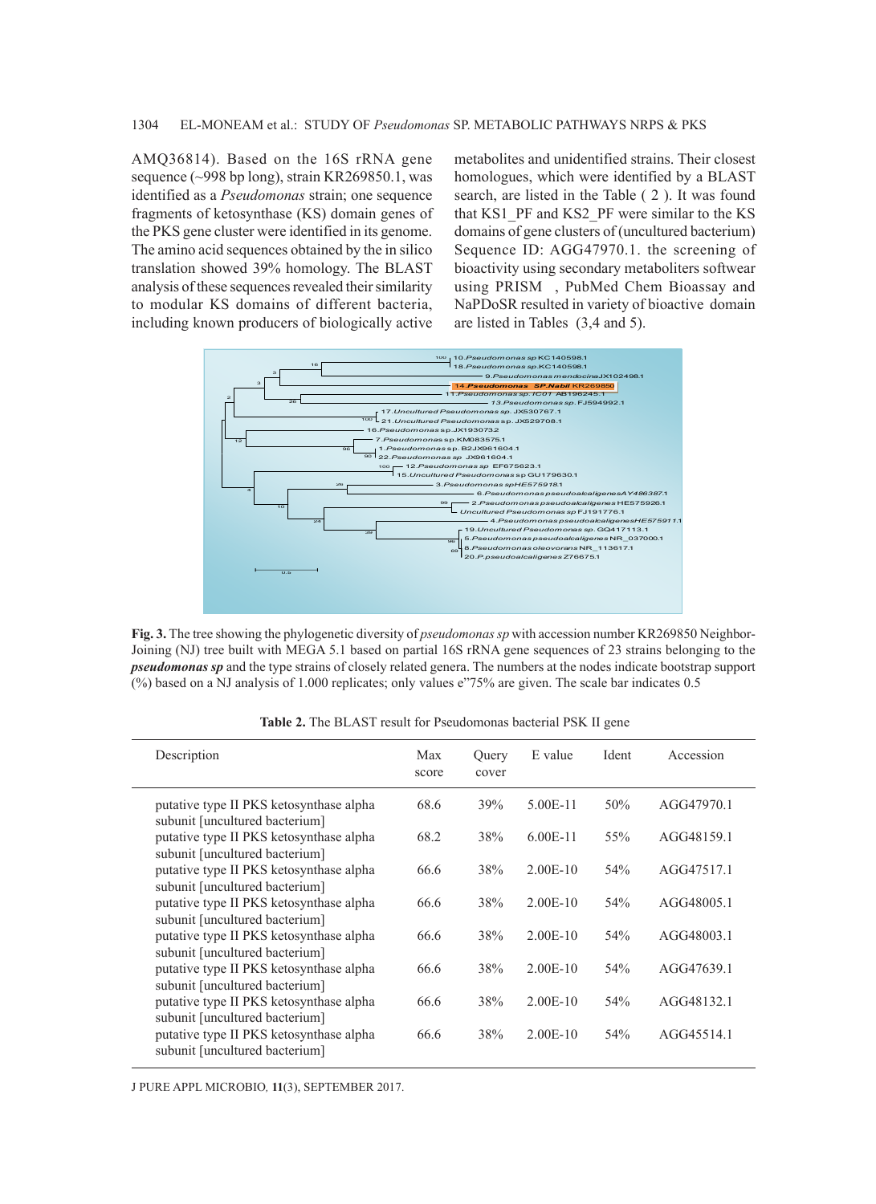AMQ36814). Based on the 16S rRNA gene sequence (~998 bp long), strain KR269850.1, was identified as a *Pseudomonas* strain; one sequence fragments of ketosynthase (KS) domain genes of the PKS gene cluster were identified in its genome. The amino acid sequences obtained by the in silico translation showed 39% homology. The BLAST analysis of these sequences revealed their similarity to modular KS domains of different bacteria, including known producers of biologically active metabolites and unidentified strains. Their closest homologues, which were identified by a BLAST search, are listed in the Table ( 2 ). It was found that KS1_PF and KS2_PF were similar to the KS domains of gene clusters of (uncultured bacterium) Sequence ID: AGG47970.1. the screening of bioactivity using secondary metaboliters softwear using PRISM , PubMed Chem Bioassay and NaPDoSR resulted in variety of bioactive domain are listed in Tables (3,4 and 5).

**Fig. 3.** The tree showing the phylogenetic diversity of *pseudomonas sp* with accession number KR269850 Neighbor-Joining (NJ) tree built with MEGA 5.1 based on partial 16S rRNA gene sequences of 23 strains belonging to the ***pseudomonas sp*** and the type strains of closely related genera. The numbers at the nodes indicate bootstrap support (%) based on a NJ analysis of 1.000 replicates; only values e"75% are given. The scale bar indicates 0.5

**Table 2.** The BLAST result for Pseudomonas bacterial PSK II gene

| Description | Max score | Query cover | E value | Ident | Accession |
|---|---|---|---|---|---|
| putative type II PKS ketosynthase alpha subunit [uncultured bacterium] | 68.6 | 39% | 5.00E-11 | 50% | AGG47970.1 |
| putative type II PKS ketosynthase alpha subunit [uncultured bacterium] | 68.2 | 38% | 6.00E-11 | 55% | AGG48159.1 |
| putative type II PKS ketosynthase alpha subunit [uncultured bacterium] | 66.6 | 38% | 2.00E-10 | 54% | AGG47517.1 |
| putative type II PKS ketosynthase alpha subunit [uncultured bacterium] | 66.6 | 38% | 2.00E-10 | 54% | AGG48005.1 |
| putative type II PKS ketosynthase alpha subunit [uncultured bacterium] | 66.6 | 38% | 2.00E-10 | 54% | AGG48003.1 |
| putative type II PKS ketosynthase alpha subunit [uncultured bacterium] | 66.6 | 38% | 2.00E-10 | 54% | AGG47639.1 |
| putative type II PKS ketosynthase alpha subunit [uncultured bacterium] | 66.6 | 38% | 2.00E-10 | 54% | AGG48132.1 |
| putative type II PKS ketosynthase alpha subunit [uncultured bacterium] | 66.6 | 38% | 2.00E-10 | 54% | AGG45514.1 |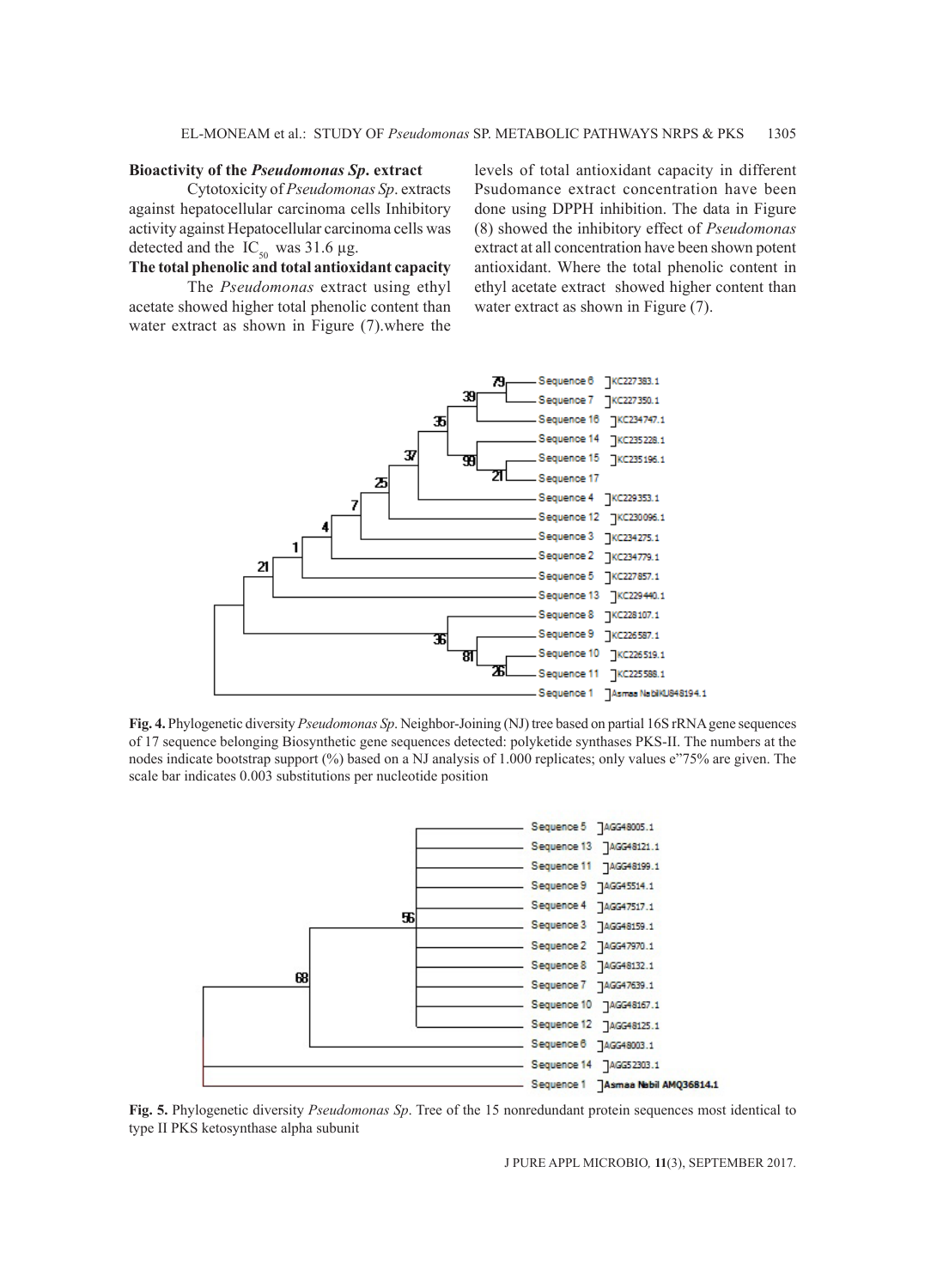**Bioactivity of the *Pseudomonas Sp*. extract**

Cytotoxicity of *Pseudomonas Sp*. extracts against hepatocellular carcinoma cells Inhibitory activity against Hepatocellular carcinoma cells was detected and the $IC_{50}$ was 31.6 µg.

**The total phenolic and total antioxidant capacity**

The *Pseudomonas* extract using ethyl acetate showed higher total phenolic content than water extract as shown in Figure (7).where the levels of total antioxidant capacity in different Psudomance extract concentration have been done using DPPH inhibition. The data in Figure (8) showed the inhibitory effect of *Pseudomonas* extract at all concentration have been shown potent antioxidant. Where the total phenolic content in ethyl acetate extract showed higher content than water extract as shown in Figure (7).

**Fig. 4.** Phylogenetic diversity *Pseudomonas Sp*. Neighbor-Joining (NJ) tree based on partial 16S rRNA gene sequences of 17 sequence belonging Biosynthetic gene sequences detected: polyketide synthases PKS-II. The numbers at the nodes indicate bootstrap support (%) based on a NJ analysis of 1.000 replicates; only values e"75% are given. The scale bar indicates 0.003 substitutions per nucleotide position

**Fig. 5.** Phylogenetic diversity *Pseudomonas Sp*. Tree of the 15 nonredundant protein sequences most identical to type II PKS ketosynthase alpha subunit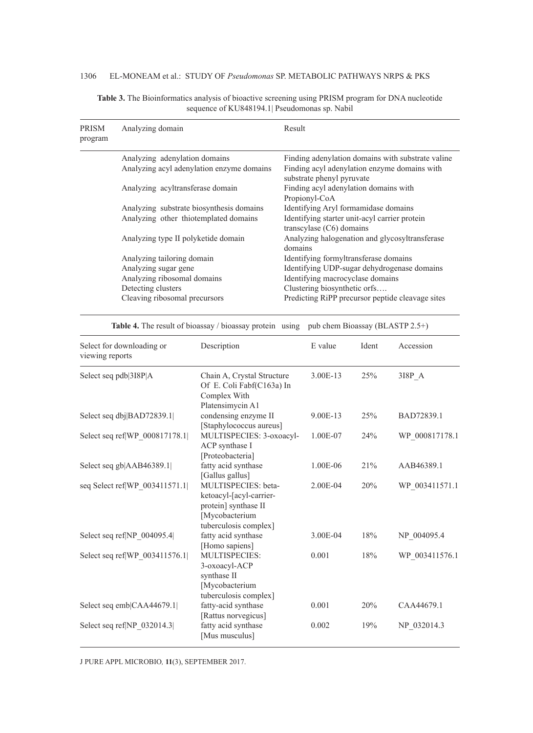**Table 3.** The Bioinformatics analysis of bioactive screening using PRISM program for DNA nucleotide sequence of KU848194.1| Pseudomonas sp. Nabil

| PRISM program | Analyzing domain | Result |
|---|---|---|
| | Analyzing adenylation domains | Finding adenylation domains with substrate valine |
| | Analyzing acyl adenylation enzyme domains | Finding acyl adenylation enzyme domains with substrate phenyl pyruvate |
| | Analyzing acyltransferase domain | Finding acyl adenylation domains with Propionyl-CoA |
| | Analyzing substrate biosynthesis domains | Identifying Aryl formamidase domains |
| | Analyzing other thiotemplated domains | Identifying starter unit-acyl carrier protein transcylase (C6) domains |
| | Analyzing type II polyketide domain | Analyzing halogenation and glycosyltransferase domains |
| | Analyzing tailoring domain | Identifying formyltransferase domains |
| | Analyzing sugar gene | Identifying UDP-sugar dehydrogenase domains |
| | Analyzing ribosomal domains | Identifying macrocyclase domains |
| | Detecting clusters | Clustering biosynthetic orfs…. |
| | Cleaving ribosomal precursors | Predicting RiPP precursor peptide cleavage sites |

**Table 4.** The result of bioassay / bioassay protein using pub chem Bioassay (BLASTP 2.5+)

| Select for downloading or viewing reports | Description | E value | Ident | Accession |
|---|---|---|---|---|
| Select seq pdb\|3I8P\|A | Chain A, Crystal Structure Of E. Coli Fabf(C163a) In Complex With Platensimycin A1 | 3.00E-13 | 25% | 3I8P_A |
| Select seq dbj\|BAD72839.1\| | condensing enzyme II [Staphylococcus aureus] | 9.00E-13 | 25% | BAD72839.1 |
| Select seq ref\|WP_000817178.1\| | MULTISPECIES: 3-oxoacyl-ACP synthase I [Proteobacteria] | 1.00E-07 | 24% | WP_000817178.1 |
| Select seq gb\|AAB46389.1\| | fatty acid synthase [Gallus gallus] | 1.00E-06 | 21% | AAB46389.1 |
| seq Select ref\|WP_003411571.1\| | MULTISPECIES: beta-ketoacyl-[acyl-carrier-protein] synthase II [Mycobacterium tuberculosis complex] | 2.00E-04 | 20% | WP_003411571.1 |
| Select seq ref\|NP_004095.4\| | fatty acid synthase [Homo sapiens] | 3.00E-04 | 18% | NP_004095.4 |
| Select seq ref\|WP_003411576.1\| | MULTISPECIES: 3-oxoacyl-ACP synthase II [Mycobacterium tuberculosis complex] | 0.001 | 18% | WP_003411576.1 |
| Select seq emb\|CAA44679.1\| | fatty-acid synthase [Rattus norvegicus] | 0.001 | 20% | CAA44679.1 |
| Select seq ref\|NP_032014.3\| | fatty acid synthase [Mus musculus] | 0.002 | 19% | NP_032014.3 |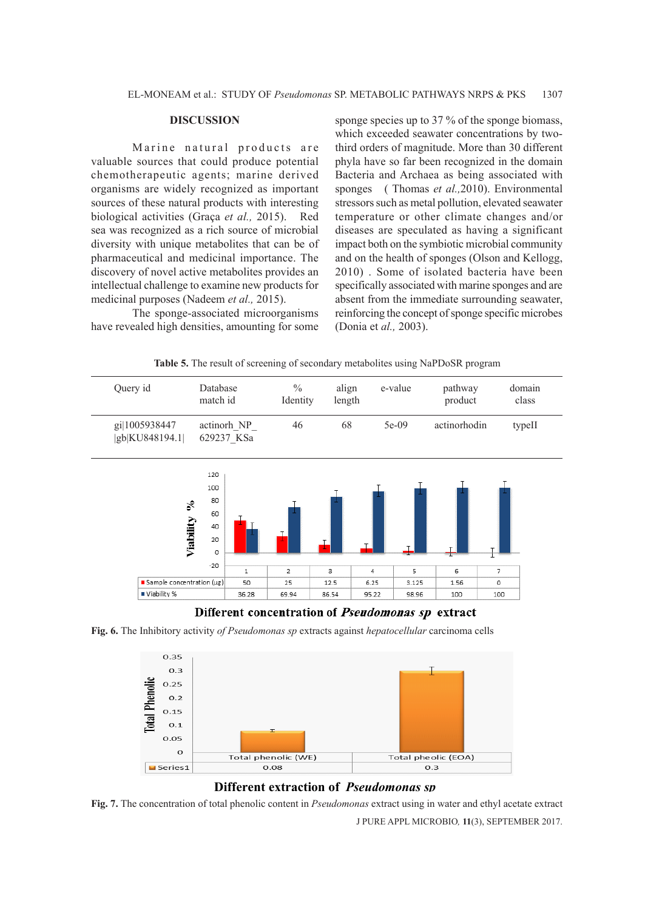## DISCUSSION

Marine natural products are valuable sources that could produce potential chemotherapeutic agents; marine derived organisms are widely recognized as important sources of these natural products with interesting biological activities (Graça *et al.,* 2015). Red sea was recognized as a rich source of microbial diversity with unique metabolites that can be of pharmaceutical and medicinal importance. The discovery of novel active metabolites provides an intellectual challenge to examine new products for medicinal purposes (Nadeem *et al.,* 2015).

The sponge-associated microorganisms have revealed high densities, amounting for some sponge species up to 37 % of the sponge biomass, which exceeded seawater concentrations by two-third orders of magnitude. More than 30 different phyla have so far been recognized in the domain Bacteria and Archaea as being associated with sponges ( Thomas *et al.,*2010). Environmental stressors such as metal pollution, elevated seawater temperature or other climate changes and/or diseases are speculated as having a significant impact both on the symbiotic microbial community and on the health of sponges (Olson and Kellogg, 2010) . Some of isolated bacteria have been specifically associated with marine sponges and are absent from the immediate surrounding seawater, reinforcing the concept of sponge specific microbes (Donia et *al.,* 2003).

**Table 5.** The result of screening of secondary metabolites using NaPDoSR program

| Query id | Database match id | % Identity | align length | e-value | pathway product | domain class |
|---|---|---|---|---|---|---|
| gi\|1005938447 \|gb\|KU848194.1\| | actinorh_NP_ 629237_KSa | 46 | 68 | 5e-09 | actinorhodin | typeII |

| | 1 | 2 | 3 | 4 | 5 | 6 | 7 |
|---|---|---|---|---|---|---|---|
| Sample concentration (µg) | 50 | 25 | 12.5 | 6.25 | 3.125 | 1.56 | 0 |
| Viability % | 36.28 | 69.94 | 86.54 | 95.22 | 98.96 | 100 | 100 |

Different concentration of *Pseudomonas sp* extract

**Fig. 6.** The Inhibitory activity *of Pseudomonas sp* extracts against *hepatocellular* carcinoma cells

| | Total phenolic (WE) | Total pheolic (EOA) |
|---|---|---|
| Series1 | 0.08 | 0.3 |

Different extraction of *Pseudomonas sp*

**Fig. 7.** The concentration of total phenolic content in *Pseudomonas* extract using in water and ethyl acetate extract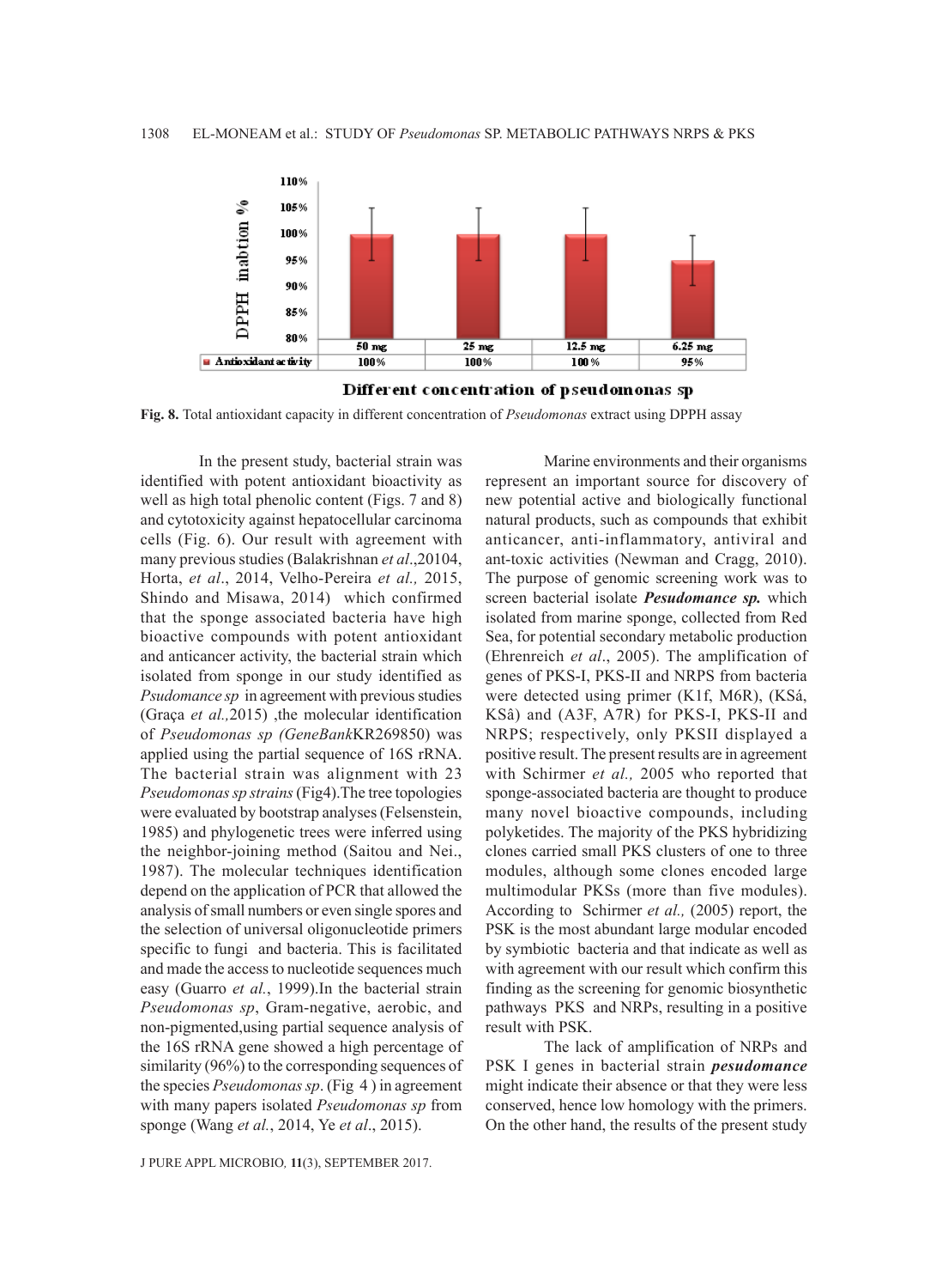| | 50 mg | 25 mg | 12.5 mg | 6.25 mg |
|---|---|---|---|---|
| Antioxidant activity | 100% | 100% | 100 % | 95% |

**Fig. 8.** Total antioxidant capacity in different concentration of *Pseudomonas* extract using DPPH assay

In the present study, bacterial strain was identified with potent antioxidant bioactivity as well as high total phenolic content (Figs. 7 and 8) and cytotoxicity against hepatocellular carcinoma cells (Fig. 6). Our result with agreement with many previous studies (Balakrishnan *et al*.,20104, Horta, *et al*., 2014, Velho-Pereira *et al.,* 2015, Shindo and Misawa, 2014) which confirmed that the sponge associated bacteria have high bioactive compounds with potent antioxidant and anticancer activity, the bacterial strain which isolated from sponge in our study identified as *Psudomance sp* in agreement with previous studies (Graça *et al.,*2015) ,the molecular identification of *Pseudomonas sp (GeneBank*KR269850) was applied using the partial sequence of 16S rRNA. The bacterial strain was alignment with 23 *Pseudomonas sp strains* (Fig4).The tree topologies were evaluated by bootstrap analyses (Felsenstein, 1985) and phylogenetic trees were inferred using the neighbor-joining method (Saitou and Nei., 1987). The molecular techniques identification depend on the application of PCR that allowed the analysis of small numbers or even single spores and the selection of universal oligonucleotide primers specific to fungi and bacteria. This is facilitated and made the access to nucleotide sequences much easy (Guarro *et al.*, 1999).In the bacterial strain *Pseudomonas sp*, Gram-negative, aerobic, and non-pigmented,using partial sequence analysis of the 16S rRNA gene showed a high percentage of similarity (96%) to the corresponding sequences of the species *Pseudomonas sp*. (Fig 4 ) in agreement with many papers isolated *Pseudomonas sp* from sponge (Wang *et al.*, 2014, Ye *et al*., 2015).

Marine environments and their organisms represent an important source for discovery of new potential active and biologically functional natural products, such as compounds that exhibit anticancer, anti-inflammatory, antiviral and ant-toxic activities (Newman and Cragg, 2010). The purpose of genomic screening work was to screen bacterial isolate ***Pesudomance sp.*** which isolated from marine sponge, collected from Red Sea, for potential secondary metabolic production (Ehrenreich *et al*., 2005). The amplification of genes of PKS-I, PKS-II and NRPS from bacteria were detected using primer (K1f, M6R), (KSá, KSâ) and (A3F, A7R) for PKS-I, PKS-II and NRPS; respectively, only PKSII displayed a positive result. The present results are in agreement with Schirmer *et al.,* 2005 who reported that sponge-associated bacteria are thought to produce many novel bioactive compounds, including polyketides. The majority of the PKS hybridizing clones carried small PKS clusters of one to three modules, although some clones encoded large multimodular PKSs (more than five modules). According to Schirmer *et al.,* (2005) report, the PSK is the most abundant large modular encoded by symbiotic bacteria and that indicate as well as with agreement with our result which confirm this finding as the screening for genomic biosynthetic pathways PKS and NRPs, resulting in a positive result with PSK.

The lack of amplification of NRPs and PSK I genes in bacterial strain ***pesudomance*** might indicate their absence or that they were less conserved, hence low homology with the primers. On the other hand, the results of the present study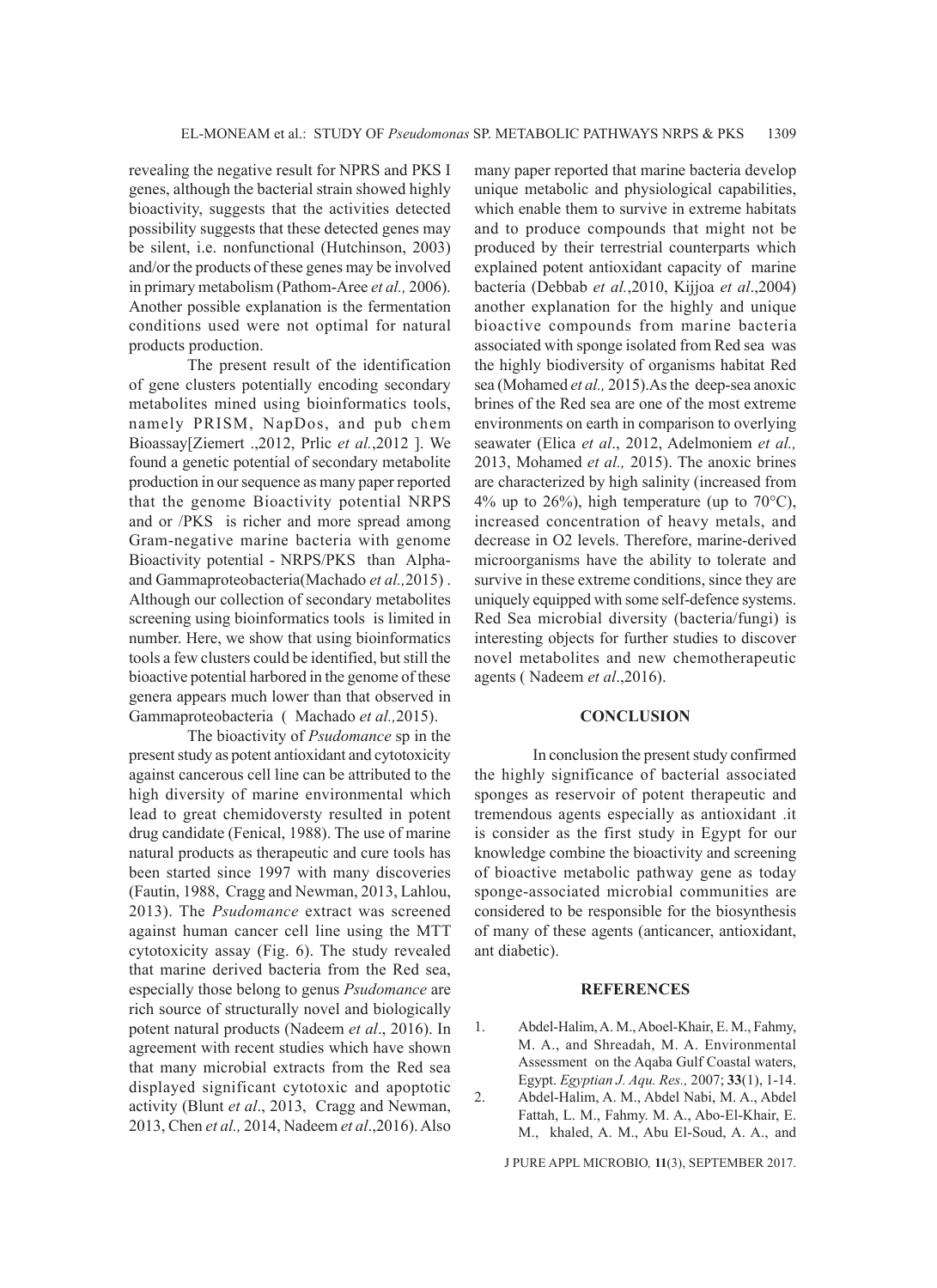revealing the negative result for NPRS and PKS I genes, although the bacterial strain showed highly bioactivity, suggests that the activities detected possibility suggests that these detected genes may be silent, i.e. nonfunctional (Hutchinson, 2003) and/or the products of these genes may be involved in primary metabolism (Pathom-Aree *et al.,* 2006). Another possible explanation is the fermentation conditions used were not optimal for natural products production.

The present result of the identification of gene clusters potentially encoding secondary metabolites mined using bioinformatics tools, namely PRISM, NapDos, and pub chem Bioassay[Ziemert .,2012, Prlic *et al.*,2012 ]. We found a genetic potential of secondary metabolite production in our sequence as many paper reported that the genome Bioactivity potential NRPS and or /PKS is richer and more spread among Gram-negative marine bacteria with genome Bioactivity potential - NRPS/PKS than Alpha- and Gammaproteobacteria(Machado *et al.,*2015) . Although our collection of secondary metabolites screening using bioinformatics tools is limited in number. Here, we show that using bioinformatics tools a few clusters could be identified, but still the bioactive potential harbored in the genome of these genera appears much lower than that observed in Gammaproteobacteria ( Machado *et al.,*2015).

The bioactivity of *Psudomance* sp in the present study as potent antioxidant and cytotoxicity against cancerous cell line can be attributed to the high diversity of marine environmental which lead to great chemidoversty resulted in potent drug candidate (Fenical, 1988). The use of marine natural products as therapeutic and cure tools has been started since 1997 with many discoveries (Fautin, 1988, Cragg and Newman, 2013, Lahlou, 2013). The *Psudomance* extract was screened against human cancer cell line using the MTT cytotoxicity assay (Fig. 6). The study revealed that marine derived bacteria from the Red sea, especially those belong to genus *Psudomance* are rich source of structurally novel and biologically potent natural products (Nadeem *et al*., 2016). In agreement with recent studies which have shown that many microbial extracts from the Red sea displayed significant cytotoxic and apoptotic activity (Blunt *et al*., 2013, Cragg and Newman, 2013, Chen *et al.,* 2014, Nadeem *et al*.,2016). Also many paper reported that marine bacteria develop unique metabolic and physiological capabilities, which enable them to survive in extreme habitats and to produce compounds that might not be produced by their terrestrial counterparts which explained potent antioxidant capacity of marine bacteria (Debbab *et al.*,2010, Kijjoa *et al*.,2004) another explanation for the highly and unique bioactive compounds from marine bacteria associated with sponge isolated from Red sea was the highly biodiversity of organisms habitat Red sea (Mohamed *et al.,* 2015).As the deep-sea anoxic brines of the Red sea are one of the most extreme environments on earth in comparison to overlying seawater (Elica *et al*., 2012, Adelmoniem *et al.,* 2013, Mohamed *et al.,* 2015). The anoxic brines are characterized by high salinity (increased from 4% up to 26%), high temperature (up to 70°C), increased concentration of heavy metals, and decrease in O2 levels. Therefore, marine-derived microorganisms have the ability to tolerate and survive in these extreme conditions, since they are uniquely equipped with some self-defence systems. Red Sea microbial diversity (bacteria/fungi) is interesting objects for further studies to discover novel metabolites and new chemotherapeutic agents ( Nadeem *et al*.,2016).

## CONCLUSION

In conclusion the present study confirmed the highly significance of bacterial associated sponges as reservoir of potent therapeutic and tremendous agents especially as antioxidant .it is consider as the first study in Egypt for our knowledge combine the bioactivity and screening of bioactive metabolic pathway gene as today sponge-associated microbial communities are considered to be responsible for the biosynthesis of many of these agents (anticancer, antioxidant, ant diabetic).

## REFERENCES

1. Abdel-Halim, A. M., Aboel-Khair, E. M., Fahmy, M. A., and Shreadah, M. A. Environmental Assessment on the Aqaba Gulf Coastal waters, Egypt. *Egyptian J. Aqu. Res.,* 2007; **33**(1), 1-14.
2. Abdel-Halim, A. M., Abdel Nabi, M. A., Abdel Fattah, L. M., Fahmy. M. A., Abo-El-Khair, E. M., khaled, A. M., Abu El-Soud, A. A., and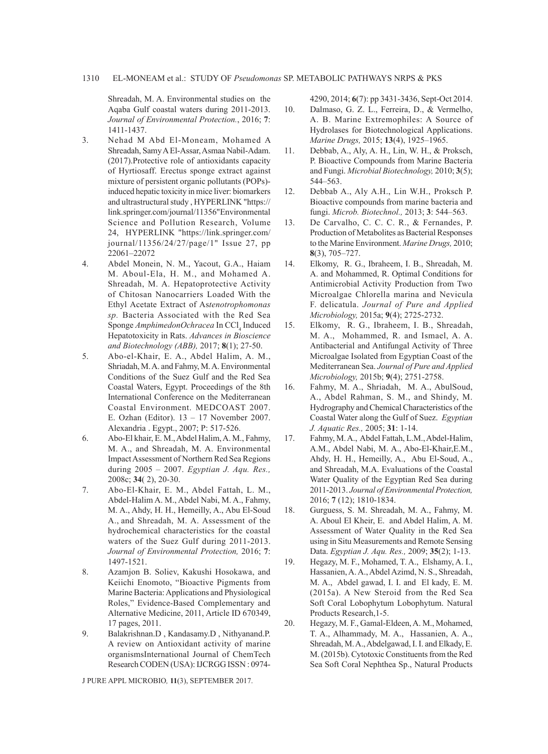Shreadah, M. A. Environmental studies on the Aqaba Gulf coastal waters during 2011-2013. *Journal of Environmental Protection.*, 2016; **7**: 1411-1437.

3. Nehad M Abd El-Moneam, Mohamed A Shreadah, Samy A El-Assar, Asmaa Nabil-Adam. (2017).Protective role of antioxidants capacity of Hyrtiosaff. Erectus sponge extract against mixture of persistent organic pollutants (POPs)-induced hepatic toxicity in mice liver: biomarkers and ultrastructural study , HYPERLINK "https://link.springer.com/journal/11356"Environmental Science and Pollution Research, Volume 24, HYPERLINK "https://link.springer.com/journal/11356/24/27/page/1" Issue 27, pp 22061–22072
4. Abdel Monein, N. M., Yacout, G.A., Haiam M. Aboul-Ela, H. M., and Mohamed A. Shreadah, M. A. Hepatoprotective Activity of Chitosan Nanocarriers Loaded With the Ethyl Acetate Extract of As*tenotrophomonas sp.* Bacteria Associated with the Red Sea Sponge *AmphimedonOchracea* In $CCl_4$ Induced Hepatotoxicity in Rats. *Advances in Bioscience and Biotechnology (ABB),* 2017; **8**(1); 27-50.
5. Abo-el-Khair, E. A., Abdel Halim, A. M., Shriadah, M. A. and Fahmy, M. A. Environmental Conditions of the Suez Gulf and the Red Sea Coastal Waters, Egypt. Proceedings of the 8th International Conference on the Mediterranean Coastal Environment. MEDCOAST 2007. E. Ozhan (Editor). 13 – 17 November 2007. Alexandria . Egypt., 2007; P: 517-526.
6. Abo-El khair, E. M., Abdel Halim, A. M., Fahmy, M. A., and Shreadah, M. A. Environmental Impact Assessment of Northern Red Sea Regions during 2005 – 2007. *Egyptian J. Aqu. Res.,* 2008c; **34**( 2), 20-30.
7. Abo-El-Khair, E. M., Abdel Fattah, L. M., Abdel-Halim A. M., Abdel Nabi, M. A., Fahmy, M. A., Ahdy, H. H., Hemeilly, A., Abu El-Soud A., and Shreadah, M. A. Assessment of the hydrochemical characteristics for the coastal waters of the Suez Gulf during 2011-2013. *Journal of Environmental Protection,* 2016; **7**: 1497-1521.
8. Azamjon B. Soliev, Kakushi Hosokawa, and Keiichi Enomoto, "Bioactive Pigments from Marine Bacteria: Applications and Physiological Roles," Evidence-Based Complementary and Alternative Medicine, 2011, Article ID 670349, 17 pages, 2011.
9. Balakrishnan.D , Kandasamy.D , Nithyanand.P. A review on Antioxidant activity of marine organismsInternational Journal of ChemTech Research CODEN (USA): IJCRGG ISSN : 0974-4290, 2014; **6**(7): pp 3431-3436, Sept-Oct 2014.
10. Dalmaso, G. Z. L., Ferreira, D., & Vermelho, A. B. Marine Extremophiles: A Source of Hydrolases for Biotechnological Applications. *Marine Drugs,* 2015; **13**(4), 1925–1965.
11. Debbab, A., Aly, A. H., Lin, W. H., & Proksch, P. Bioactive Compounds from Marine Bacteria and Fungi. *Microbial Biotechnology,* 2010; **3**(5); 544–563.
12. Debbab A., Aly A.H., Lin W.H., Proksch P. Bioactive compounds from marine bacteria and fungi. *Microb. Biotechnol.,* 2013; **3**: 544–563.
13. De Carvalho, C. C. C. R., & Fernandes, P. Production of Metabolites as Bacterial Responses to the Marine Environment. *Marine Drugs,* 2010; **8**(3), 705–727.
14. Elkomy, R. G., Ibraheem, I. B., Shreadah, M. A. and Mohammed, R. Optimal Conditions for Antimicrobial Activity Production from Two Microalgae Chlorella marina and Nevicula F. delicatula. *Journal of Pure and Applied Microbiology,* 2015a; **9**(4); 2725-2732.
15. Elkomy, R. G., Ibraheem, I. B., Shreadah, M. A., Mohammed, R. and Ismael, A. A. Antibacterial and Antifungal Activity of Three Microalgae Isolated from Egyptian Coast of the Mediterranean Sea. *Journal of Pure and Applied Microbiology,* 2015b; **9**(4); 2751-2758.
16. Fahmy, M. A., Shriadah, M. A., AbulSoud, A., Abdel Rahman, S. M., and Shindy, M. Hydrography and Chemical Characteristics of the Coastal Water along the Gulf of Suez. *Egyptian J. Aquatic Res.,* 2005; **31**: 1-14.
17. Fahmy, M. A., Abdel Fattah, L.M., Abdel-Halim, A.M., Abdel Nabi, M. A., Abo-El-Khair,E.M., Ahdy, H. H., Hemeilly, A., Abu El-Soud, A., and Shreadah, M.A. Evaluations of the Coastal Water Quality of the Egyptian Red Sea during 2011-2013. *Journal of Environmental Protection,* 2016; **7** (12); 1810-1834.
18. Gurguess, S. M. Shreadah, M. A., Fahmy, M. A. Aboul El Kheir, E. and Abdel Halim, A. M. Assessment of Water Quality in the Red Sea using in Situ Measurements and Remote Sensing Data. *Egyptian J. Aqu. Res.,* 2009; **35**(2); 1-13.
19. Hegazy, M. F., Mohamed, T. A., Elshamy, A. I., Hassanien, A. A., Abdel Azimd, N. S., Shreadah, M. A., Abdel gawad, I. I. and El kady, E. M. (2015a). A New Steroid from the Red Sea Soft Coral Lobophytum Lobophytum. Natural Products Research,1-5.
20. Hegazy, M. F., Gamal-Eldeen, A. M., Mohamed, T. A., Alhammady, M. A., Hassanien, A. A., Shreadah, M. A., Abdelgawad, I. I. and Elkady, E. M. (2015b). Cytotoxic Constituents from the Red Sea Soft Coral Nephthea Sp., Natural Products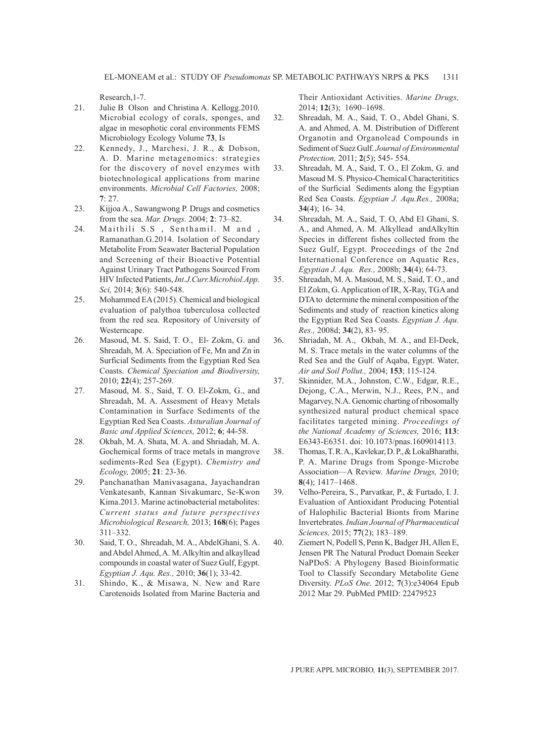Research,1-7.

21. Julie B Olson and Christina A. Kellogg.2010. Microbial ecology of corals, sponges, and algae in mesophotic coral environments FEMS Microbiology Ecology Volume **73**, Is
22. Kennedy, J., Marchesi, J. R., & Dobson, A. D. Marine metagenomics: strategies for the discovery of novel enzymes with biotechnological applications from marine environments. *Microbial Cell Factories,* 2008; **7**: 27.
23. Kijjoa A., Sawangwong P. Drugs and cosmetics from the sea. *Mar. Drugs.* 2004; **2**: 73–82.
24. Maithili S.S , Senthamil. M and , Ramanathan.G.2014. Isolation of Secondary Metabolite From Seawater Bacterial Population and Screening of their Bioactive Potential Against Urinary Tract Pathogens Sourced From HIV Infected Patients, *Int.J.Curr.Microbiol.App. Sci,* 2014; **3**(6): 540-548.
25. Mohammed EA (2015). Chemical and biological evaluation of palythoa tuberculosa collected from the red sea. Repository of University of Westerncape.
26. Masoud, M. S. Said, T. O., El- Zokm, G. and Shreadah, M. A. Speciation of Fe, Mn and Zn in Surficial Sediments from the Egyptian Red Sea Coasts. *Chemical Speciation and Biodiversity,* 2010; **22**(4); 257-269.
27. Masoud, M. S., Said, T. O. El-Zokm, G., and Shreadah, M. A. Assesment of Heavy Metals Contamination in Surface Sediments of the Egyptian Red Sea Coasts. *Asturalian Journal of Basic and Applied Sciences,* 2012; **6**; 44-58.
28. Okbah, M. A. Shata, M. A. and Shriadah, M. A. Gochemical forms of trace metals in mangrove sediments-Red Sea (Egypt). *Chemistry and Ecology,* 2005; **21**: 23-36.
29. Panchanathan Manivasagana, Jayachandran Venkatesanb, Kannan Sivakumarc, Se-Kwon Kima.2013. Marine actinobacterial metabolites: *Current status and future perspectives Microbiological Research,* 2013; **168**(6); Pages 311–332.
30. Said, T. O., Shreadah, M. A., AbdelGhani, S. A. and Abdel Ahmed, A. M. Alkyltin and alkayllead compounds in coastal water of Suez Gulf, Egypt. *Egyptian J. Aqu. Res.,* 2010; **36**(1); 33-42.
31. Shindo, K., & Misawa, N. New and Rare Carotenoids Isolated from Marine Bacteria and Their Antioxidant Activities. *Marine Drugs,* 2014; **12**(3); 1690–1698.
32. Shreadah, M. A., Said, T. O., Abdel Ghani, S. A. and Ahmed, A. M. Distribution of Different Organotin and Organolead Compounds in Sediment of Suez Gulf. *Journal of Environmental Protection,* 2011; **2**(5); 545- 554.
33. Shreadah, M. A., Said, T. O., El Zokm, G. and Masoud M. S. Physico-Chemical Characteritics of the Surficial Sediments along the Egyptian Red Sea Coasts. *Egyptian J. Aqu.Res.,* 2008a; **34**(4); 16- 34.
34. Shreadah, M. A., Said, T. O, Abd El Ghani, S. A., and Ahmed, A. M. Alkyllead andAlkyltin Species in different fishes collected from the Suez Gulf, Egypt. Proceedings of the 2nd International Conference on Aquatic Res, *Egyptian J. Aqu. Res.,* 2008b; **34**(4); 64-73.
35. Shreadah, M. A. Masoud, M. S., Said, T. O., and El Zokm, G. Application of IR, X-Ray, TGA and DTA to determine the mineral composition of the Sediments and study of reaction kinetics along the Egyptian Red Sea Coasts. *Egyptian J. Aqu. Res.,* 2008d; **34**(2), 83- 95.
36. Shriadah, M. A., Okbah, M. A., and El-Deek, M. S. Trace metals in the water columns of the Red Sea and the Gulf of Aqaba, Egypt. Water, *Air and Soil Pollut.,* 2004; **153**; 115-124.
37. Skinnider, M.A., Johnston, C.W., Edgar, R.E., Dejong, C.A., Merwin, N.J., Rees, P.N., and Magarvey, N.A. Genomic charting of ribosomally synthesized natural product chemical space facilitates targeted mining. *Proceedings of the National Academy of Sciences,* 2016; **113**: E6343-E6351. doi: 10.1073/pnas.1609014113.
38. Thomas, T. R. A., Kavlekar, D. P., & LokaBharathi, P. A. Marine Drugs from Sponge-Microbe Association—A Review. *Marine Drugs,* 2010; **8**(4); 1417–1468.
39. Velho-Pereira, S., Parvatkar, P., & Furtado, I. J. Evaluation of Antioxidant Producing Potential of Halophilic Bacterial Bionts from Marine Invertebrates. *Indian Journal of Pharmaceutical Sciences,* 2015; **77**(2); 183–189.
40. Ziemert N, Podell S, Penn K, Badger JH, Allen E, Jensen PR The Natural Product Domain Seeker NaPDoS: A Phylogeny Based Bioinformatic Tool to Classify Secondary Metabolite Gene Diversity. *PLoS One.* 2012; **7**(3):e34064 Epub 2012 Mar 29. PubMed PMID: 22479523